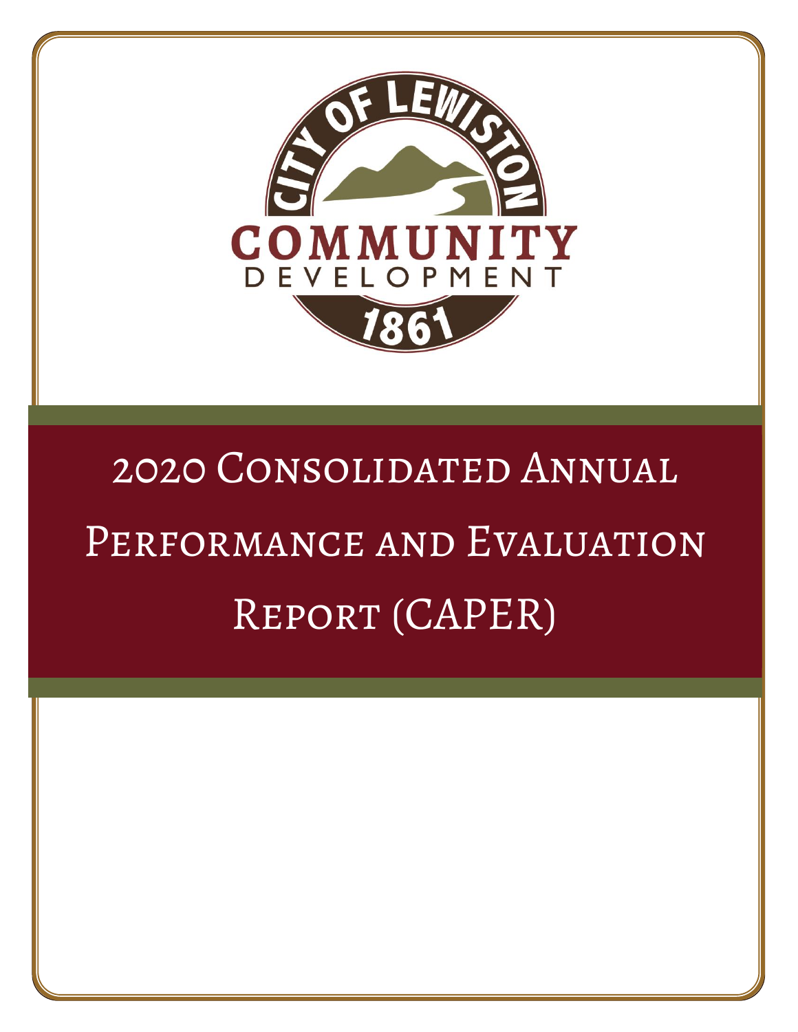CITY OF LEWISTON

COMMUNITY DEVELOPMENT

1861

# 2020 Consolidated Annual Performance and Evaluation Report (CAPER)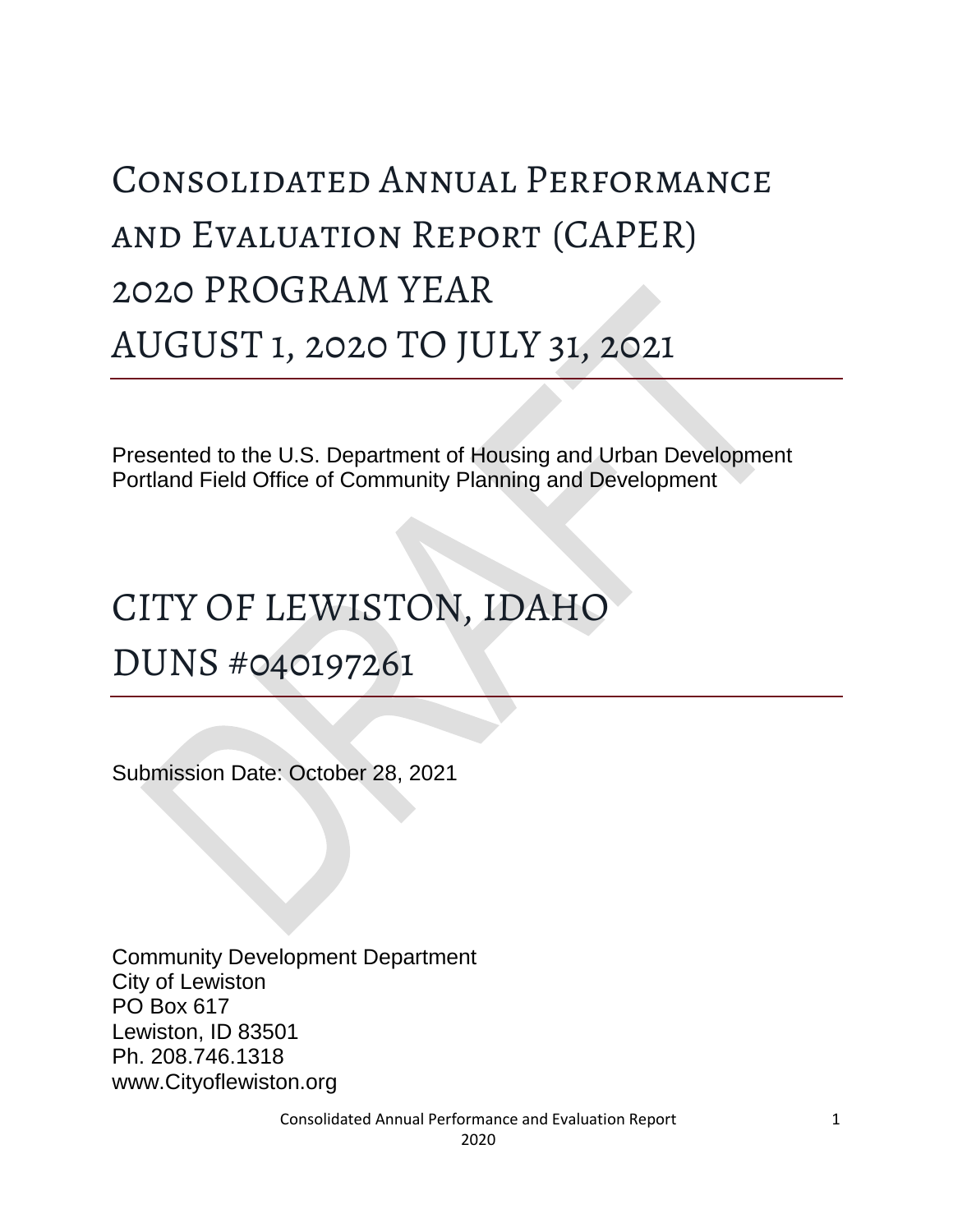# Consolidated Annual Performance and Evaluation Report (CAPER) 2020 PROGRAM YEAR AUGUST 1, 2020 TO JULY 31, 2021

Presented to the U.S. Department of Housing and Urban Development
Portland Field Office of Community Planning and Development

# CITY OF LEWISTON, IDAHO DUNS #040197261

Submission Date: October 28, 2021

Community Development Department
City of Lewiston
PO Box 617
Lewiston, ID 83501
Ph. 208.746.1318
www.Cityoflewiston.org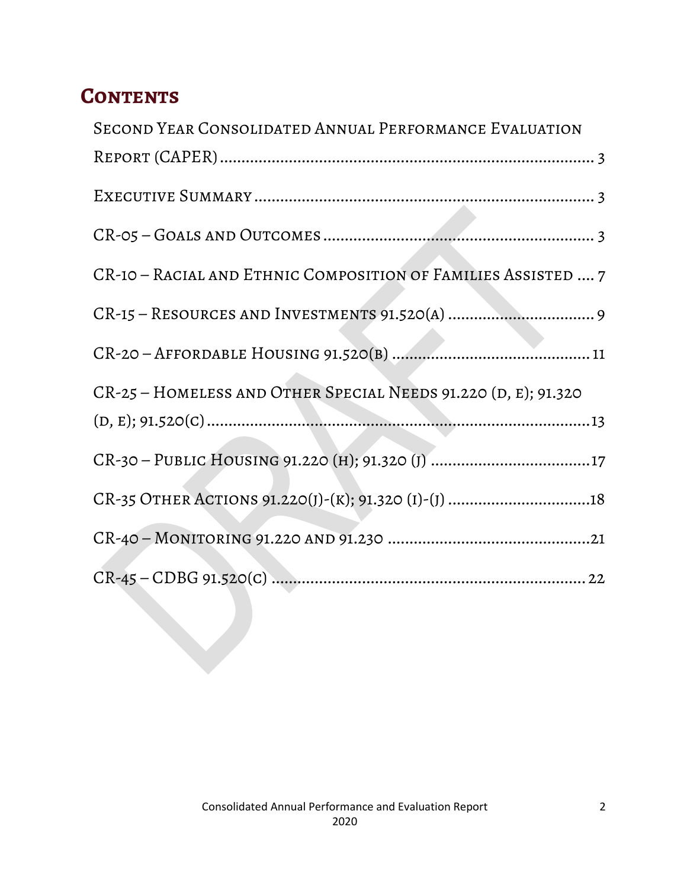# Contents

Second Year Consolidated Annual Performance Evaluation Report (CAPER) .................................................... 3

Executive Summary .................................................... 3

CR-05 – Goals and Outcomes .................................................... 3

CR-10 – Racial and Ethnic Composition of Families Assisted .... 7

CR-15 – Resources and Investments 91.520(a) .................................................... 9

CR-20 – Affordable Housing 91.520(b) .................................................... 11

CR-25 – Homeless and Other Special Needs 91.220 (d, e); 91.320 (d, e); 91.520(c) .................................................... 13

CR-30 – Public Housing 91.220 (h); 91.320 (j) .................................................... 17

CR-35 Other Actions 91.220(j)-(k); 91.320 (i)-(j) .................................................... 18

CR-40 – Monitoring 91.220 and 91.230 .................................................... 21

CR-45 – CDBG 91.520(c) .................................................... 22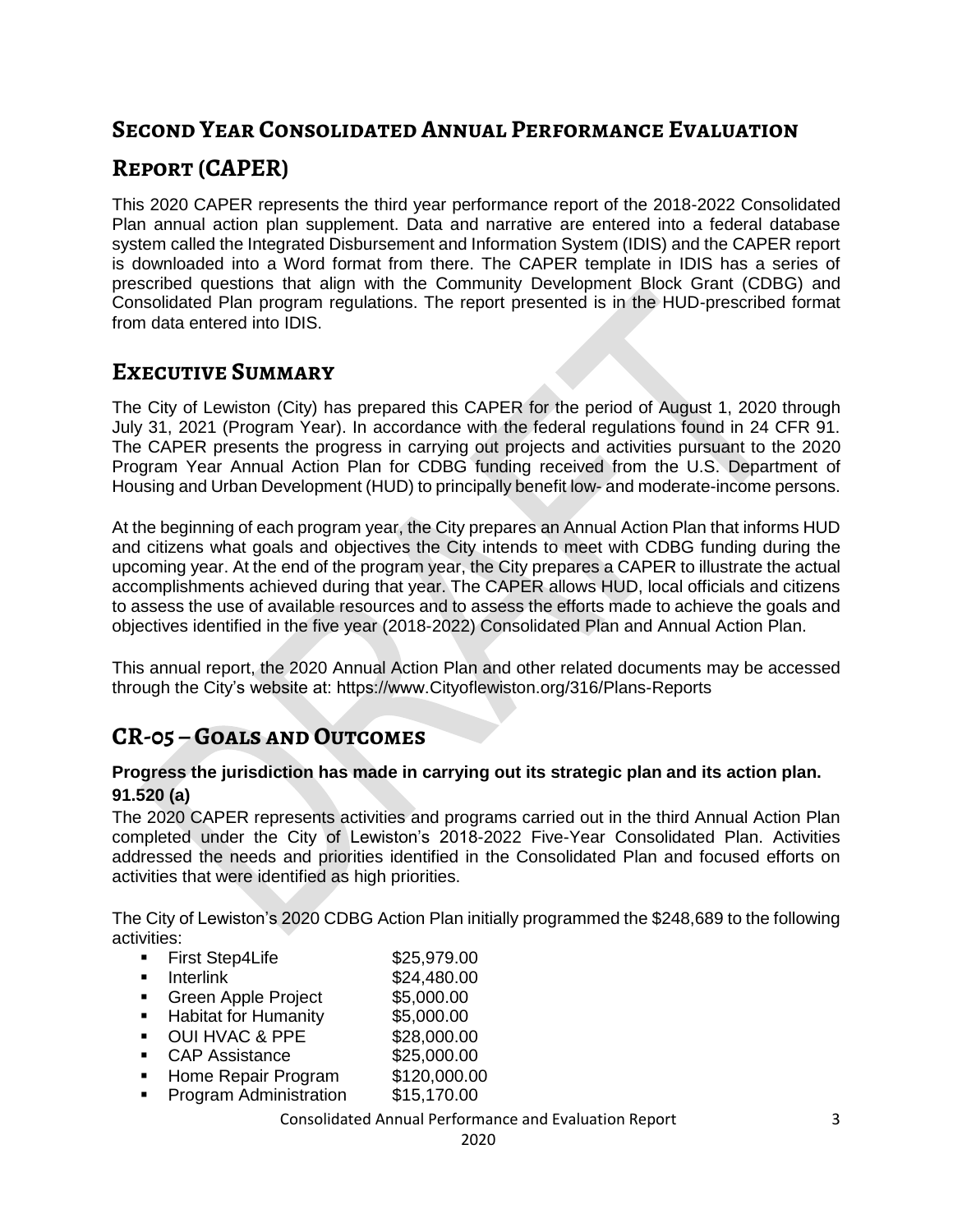# Second Year Consolidated Annual Performance Evaluation Report (CAPER)

This 2020 CAPER represents the third year performance report of the 2018-2022 Consolidated Plan annual action plan supplement. Data and narrative are entered into a federal database system called the Integrated Disbursement and Information System (IDIS) and the CAPER report is downloaded into a Word format from there. The CAPER template in IDIS has a series of prescribed questions that align with the Community Development Block Grant (CDBG) and Consolidated Plan program regulations. The report presented is in the HUD-prescribed format from data entered into IDIS.

## Executive Summary

The City of Lewiston (City) has prepared this CAPER for the period of August 1, 2020 through July 31, 2021 (Program Year). In accordance with the federal regulations found in 24 CFR 91. The CAPER presents the progress in carrying out projects and activities pursuant to the 2020 Program Year Annual Action Plan for CDBG funding received from the U.S. Department of Housing and Urban Development (HUD) to principally benefit low- and moderate-income persons.

At the beginning of each program year, the City prepares an Annual Action Plan that informs HUD and citizens what goals and objectives the City intends to meet with CDBG funding during the upcoming year. At the end of the program year, the City prepares a CAPER to illustrate the actual accomplishments achieved during that year. The CAPER allows HUD, local officials and citizens to assess the use of available resources and to assess the efforts made to achieve the goals and objectives identified in the five year (2018-2022) Consolidated Plan and Annual Action Plan.

This annual report, the 2020 Annual Action Plan and other related documents may be accessed through the City's website at: https://www.Cityoflewiston.org/316/Plans-Reports

## CR-05 – Goals and Outcomes

### Progress the jurisdiction has made in carrying out its strategic plan and its action plan. 91.520 (a)

The 2020 CAPER represents activities and programs carried out in the third Annual Action Plan completed under the City of Lewiston's 2018-2022 Five-Year Consolidated Plan. Activities addressed the needs and priorities identified in the Consolidated Plan and focused efforts on activities that were identified as high priorities.

The City of Lewiston's 2020 CDBG Action Plan initially programmed the $248,689 to the following activities:

- First Step4Life $25,979.00
- Interlink $24,480.00
- Green Apple Project $5,000.00
- Habitat for Humanity $5,000.00
- OUI HVAC & PPE $28,000.00
- CAP Assistance $25,000.00
- Home Repair Program $120,000.00
- Program Administration $15,170.00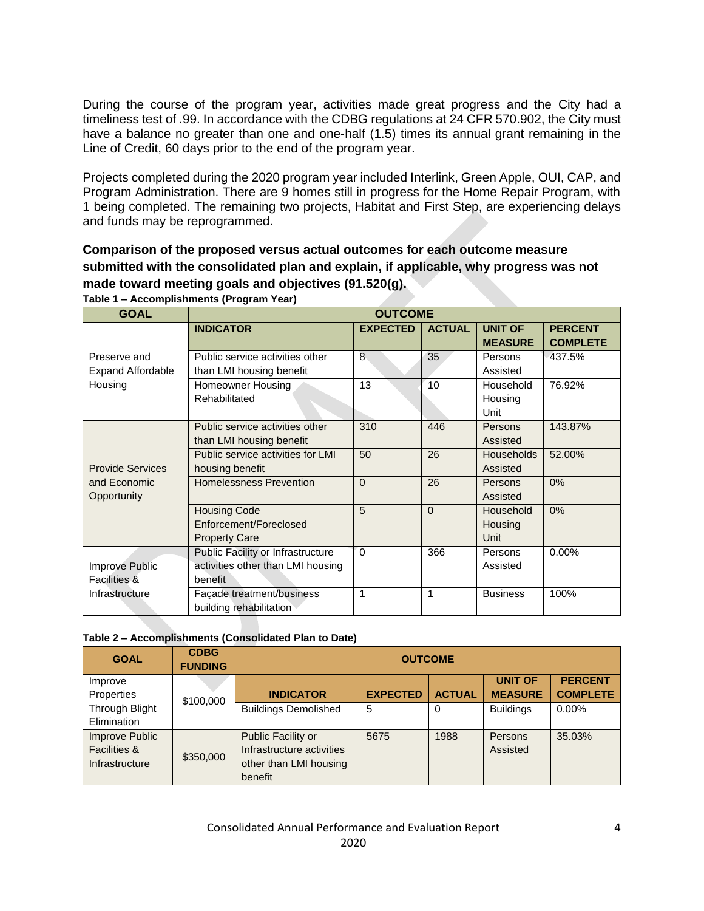During the course of the program year, activities made great progress and the City had a timeliness test of .99. In accordance with the CDBG regulations at 24 CFR 570.902, the City must have a balance no greater than one and one-half (1.5) times its annual grant remaining in the Line of Credit, 60 days prior to the end of the program year.

Projects completed during the 2020 program year included Interlink, Green Apple, OUI, CAP, and Program Administration. There are 9 homes still in progress for the Home Repair Program, with 1 being completed. The remaining two projects, Habitat and First Step, are experiencing delays and funds may be reprogrammed.

**Comparison of the proposed versus actual outcomes for each outcome measure submitted with the consolidated plan and explain, if applicable, why progress was not made toward meeting goals and objectives (91.520(g).**

**Table 1 – Accomplishments (Program Year)**

| GOAL | OUTCOME | | | | |
|---|---|---|---|---|---|
| | **INDICATOR** | **EXPECTED** | **ACTUAL** | **UNIT OF MEASURE** | **PERCENT COMPLETE** |
| Preserve and Expand Affordable Housing | Public service activities other than LMI housing benefit | 8 | 35 | Persons Assisted | 437.5% |
| | Homeowner Housing Rehabilitated | 13 | 10 | Household Housing Unit | 76.92% |
| Provide Services and Economic Opportunity | Public service activities other than LMI housing benefit | 310 | 446 | Persons Assisted | 143.87% |
| | Public service activities for LMI housing benefit | 50 | 26 | Households Assisted | 52.00% |
| | Homelessness Prevention | 0 | 26 | Persons Assisted | 0% |
| | Housing Code Enforcement/Foreclosed Property Care | 5 | 0 | Household Housing Unit | 0% |
| Improve Public Facilities & Infrastructure | Public Facility or Infrastructure activities other than LMI housing benefit | 0 | 366 | Persons Assisted | 0.00% |
| | Façade treatment/business building rehabilitation | 1 | 1 | Business | 100% |

**Table 2 – Accomplishments (Consolidated Plan to Date)**

| GOAL | CDBG FUNDING | OUTCOME | | | | |
|---|---|---|---|---|---|---|
| | | **INDICATOR** | **EXPECTED** | **ACTUAL** | **UNIT OF MEASURE** | **PERCENT COMPLETE** |
| Improve Properties Through Blight Elimination | $100,000 | Buildings Demolished | 5 | 0 | Buildings | 0.00% |
| Improve Public Facilities & Infrastructure | $350,000 | Public Facility or Infrastructure activities other than LMI housing benefit | 5675 | 1988 | Persons Assisted | 35.03% |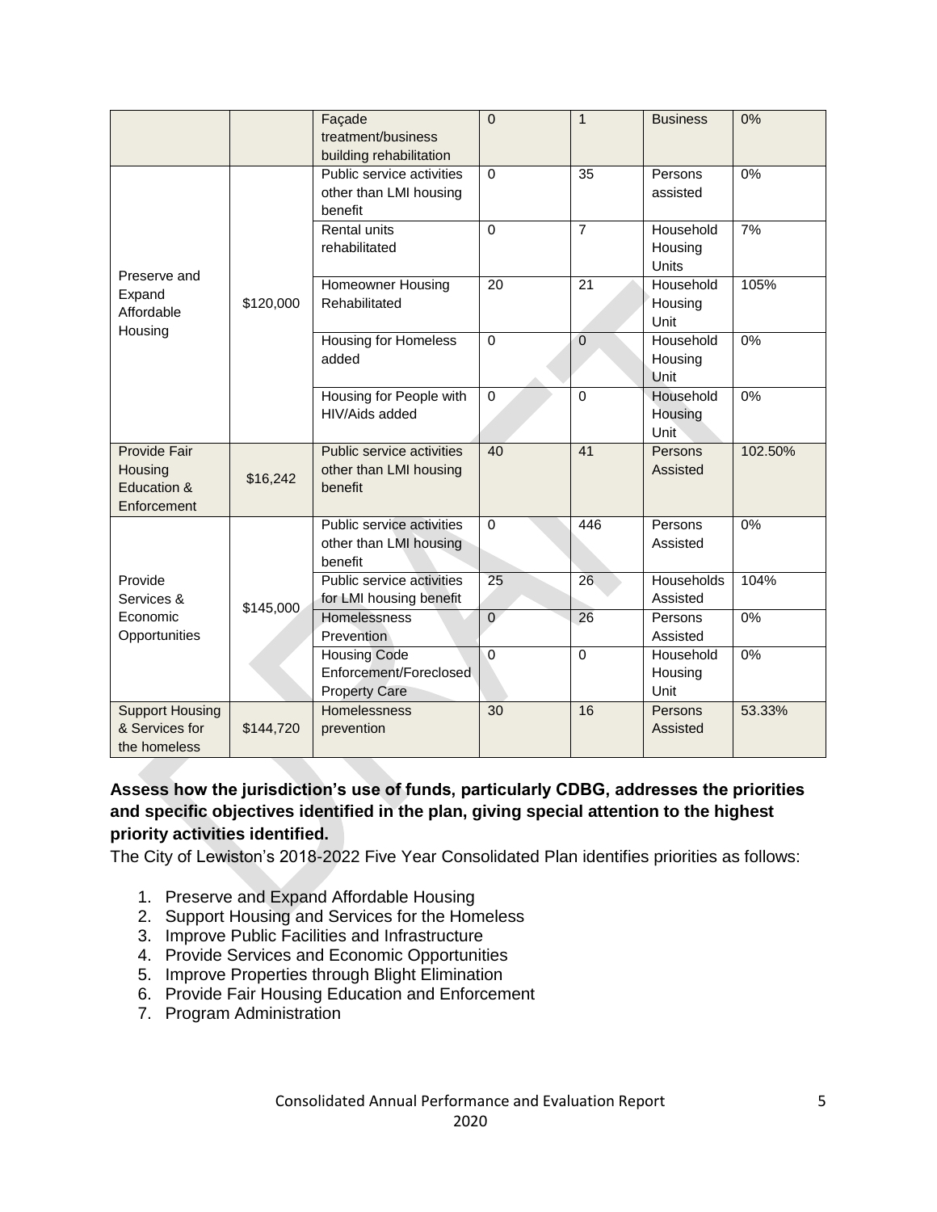| | | Façade treatment/business building rehabilitation | 0 | 1 | Business | 0% |
|---|---|---|---|---|---|---|
| Preserve and Expand Affordable Housing | $120,000 | Public service activities other than LMI housing benefit | 0 | 35 | Persons assisted | 0% |
| | | Rental units rehabilitated | 0 | 7 | Household Housing Units | 7% |
| | | Homeowner Housing Rehabilitated | 20 | 21 | Household Housing Unit | 105% |
| | | Housing for Homeless added | 0 | 0 | Household Housing Unit | 0% |
| | | Housing for People with HIV/Aids added | 0 | 0 | Household Housing Unit | 0% |
| Provide Fair Housing Education & Enforcement | $16,242 | Public service activities other than LMI housing benefit | 40 | 41 | Persons Assisted | 102.50% |
| Provide Services & Economic Opportunities | $145,000 | Public service activities other than LMI housing benefit | 0 | 446 | Persons Assisted | 0% |
| | | Public service activities for LMI housing benefit | 25 | 26 | Households Assisted | 104% |
| | | Homelessness Prevention | 0 | 26 | Persons Assisted | 0% |
| | | Housing Code Enforcement/Foreclosed Property Care | 0 | 0 | Household Housing Unit | 0% |
| Support Housing & Services for the homeless | $144,720 | Homelessness prevention | 30 | 16 | Persons Assisted | 53.33% |

**Assess how the jurisdiction's use of funds, particularly CDBG, addresses the priorities and specific objectives identified in the plan, giving special attention to the highest priority activities identified.**

The City of Lewiston's 2018-2022 Five Year Consolidated Plan identifies priorities as follows:

1. Preserve and Expand Affordable Housing
2. Support Housing and Services for the Homeless
3. Improve Public Facilities and Infrastructure
4. Provide Services and Economic Opportunities
5. Improve Properties through Blight Elimination
6. Provide Fair Housing Education and Enforcement
7. Program Administration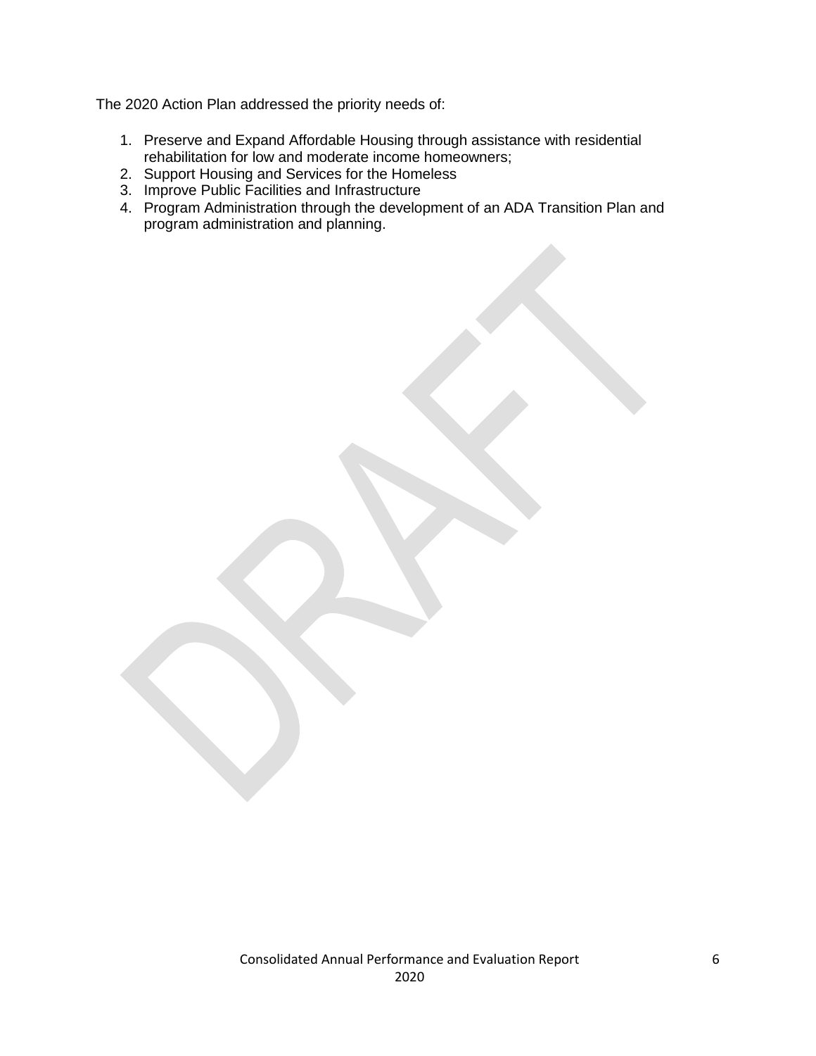The 2020 Action Plan addressed the priority needs of:

1. Preserve and Expand Affordable Housing through assistance with residential rehabilitation for low and moderate income homeowners;
2. Support Housing and Services for the Homeless
3. Improve Public Facilities and Infrastructure
4. Program Administration through the development of an ADA Transition Plan and program administration and planning.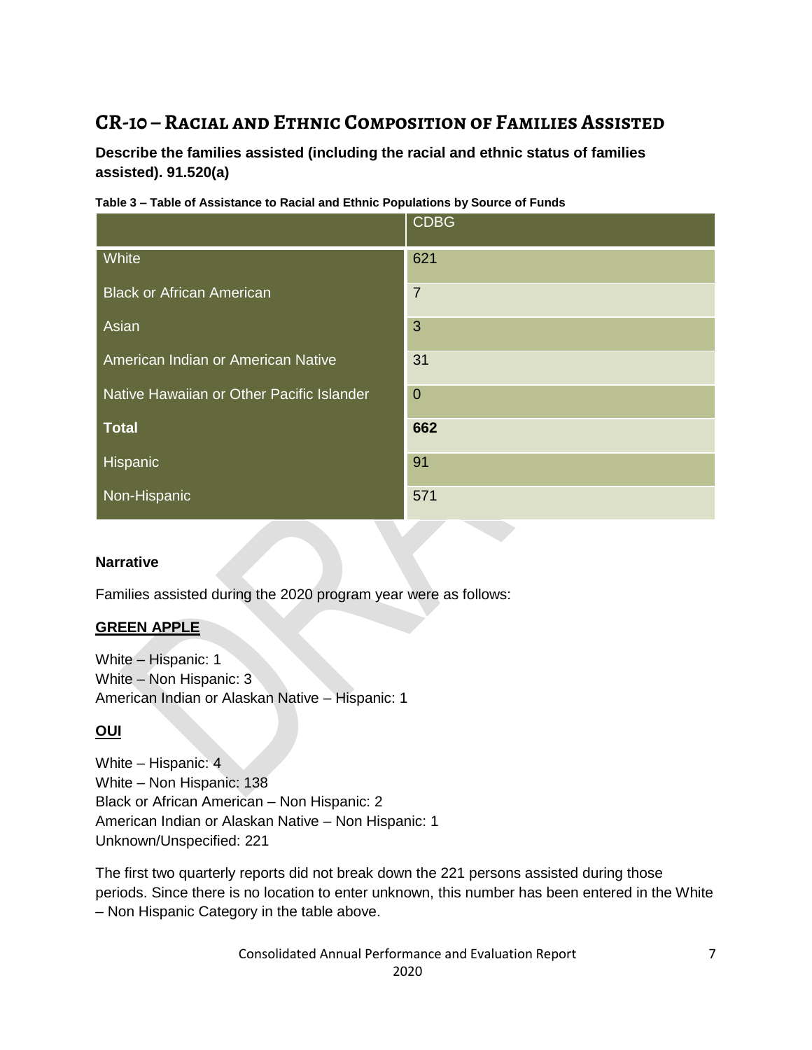## CR-10 – Racial and Ethnic Composition of Families Assisted

**Describe the families assisted (including the racial and ethnic status of families assisted). 91.520(a)**

**Table 3 – Table of Assistance to Racial and Ethnic Populations by Source of Funds**

| | CDBG |
|---|---|
| White | 621 |
| Black or African American | 7 |
| Asian | 3 |
| American Indian or American Native | 31 |
| Native Hawaiian or Other Pacific Islander | 0 |
| **Total** | **662** |
| Hispanic | 91 |
| Non-Hispanic | 571 |

**Narrative**

Families assisted during the 2020 program year were as follows:

**GREEN APPLE**

White – Hispanic: 1
White – Non Hispanic: 3
American Indian or Alaskan Native – Hispanic: 1

**OUI**

White – Hispanic: 4
White – Non Hispanic: 138
Black or African American – Non Hispanic: 2
American Indian or Alaskan Native – Non Hispanic: 1
Unknown/Unspecified: 221

The first two quarterly reports did not break down the 221 persons assisted during those periods. Since there is no location to enter unknown, this number has been entered in the White – Non Hispanic Category in the table above.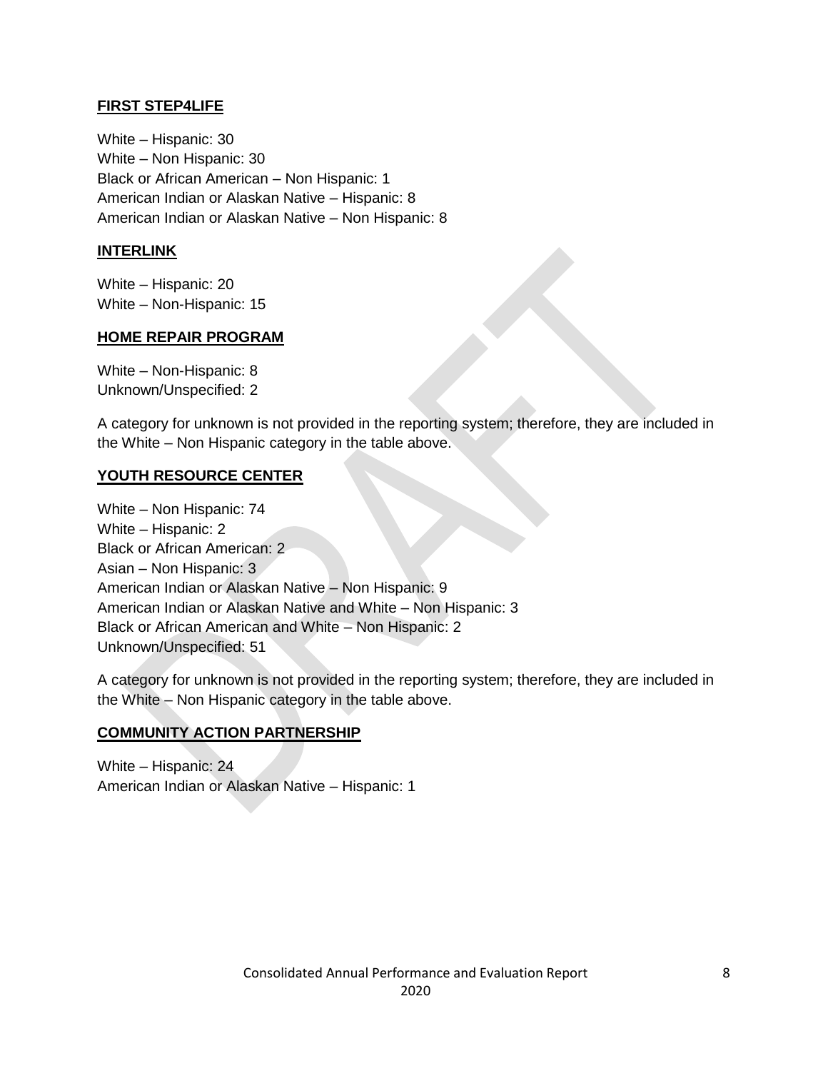**FIRST STEP4LIFE**

White – Hispanic: 30
White – Non Hispanic: 30
Black or African American – Non Hispanic: 1
American Indian or Alaskan Native – Hispanic: 8
American Indian or Alaskan Native – Non Hispanic: 8

**INTERLINK**

White – Hispanic: 20
White – Non-Hispanic: 15

**HOME REPAIR PROGRAM**

White – Non-Hispanic: 8
Unknown/Unspecified: 2

A category for unknown is not provided in the reporting system; therefore, they are included in the White – Non Hispanic category in the table above.

**YOUTH RESOURCE CENTER**

White – Non Hispanic: 74
White – Hispanic: 2
Black or African American: 2
Asian – Non Hispanic: 3
American Indian or Alaskan Native – Non Hispanic: 9
American Indian or Alaskan Native and White – Non Hispanic: 3
Black or African American and White – Non Hispanic: 2
Unknown/Unspecified: 51

A category for unknown is not provided in the reporting system; therefore, they are included in the White – Non Hispanic category in the table above.

**COMMUNITY ACTION PARTNERSHIP**

White – Hispanic: 24
American Indian or Alaskan Native – Hispanic: 1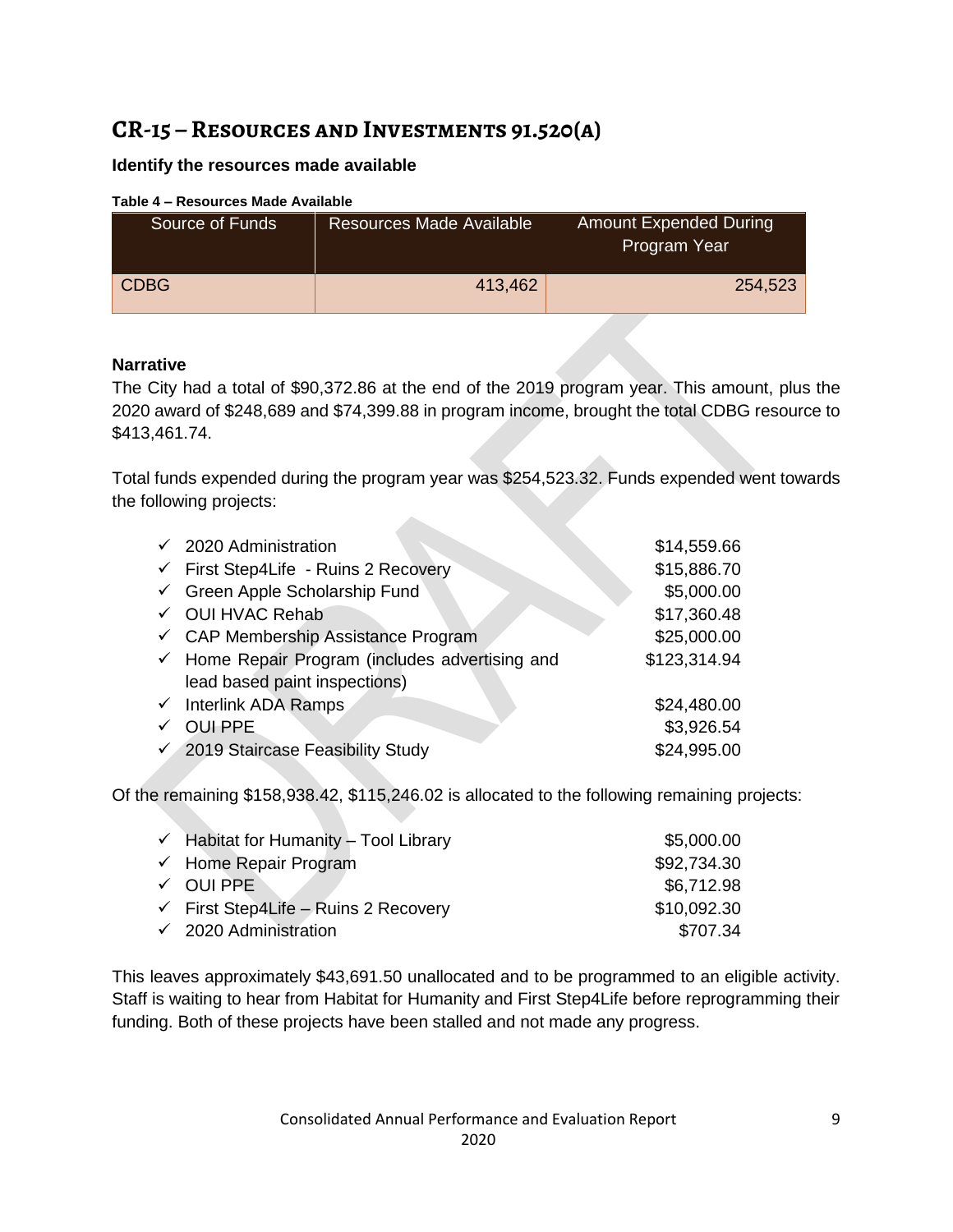# CR-15 – Resources and Investments 91.520(a)

**Identify the resources made available**

**Table 4 – Resources Made Available**

| Source of Funds | Resources Made Available | Amount Expended During Program Year |
|---|---|---|
| CDBG | 413,462 | 254,523 |

**Narrative**

The City had a total of $90,372.86 at the end of the 2019 program year. This amount, plus the 2020 award of $248,689 and $74,399.88 in program income, brought the total CDBG resource to $413,461.74.

Total funds expended during the program year was $254,523.32. Funds expended went towards the following projects:

- ✓ 2020 Administration — $14,559.66
- ✓ First Step4Life - Ruins 2 Recovery — $15,886.70
- ✓ Green Apple Scholarship Fund — $5,000.00
- ✓ OUI HVAC Rehab — $17,360.48
- ✓ CAP Membership Assistance Program — $25,000.00
- ✓ Home Repair Program (includes advertising and lead based paint inspections) — $123,314.94
- ✓ Interlink ADA Ramps — $24,480.00
- ✓ OUI PPE — $3,926.54
- ✓ 2019 Staircase Feasibility Study — $24,995.00

Of the remaining $158,938.42, $115,246.02 is allocated to the following remaining projects:

- ✓ Habitat for Humanity – Tool Library — $5,000.00
- ✓ Home Repair Program — $92,734.30
- ✓ OUI PPE — $6,712.98
- ✓ First Step4Life – Ruins 2 Recovery — $10,092.30
- ✓ 2020 Administration — $707.34

This leaves approximately $43,691.50 unallocated and to be programmed to an eligible activity. Staff is waiting to hear from Habitat for Humanity and First Step4Life before reprogramming their funding. Both of these projects have been stalled and not made any progress.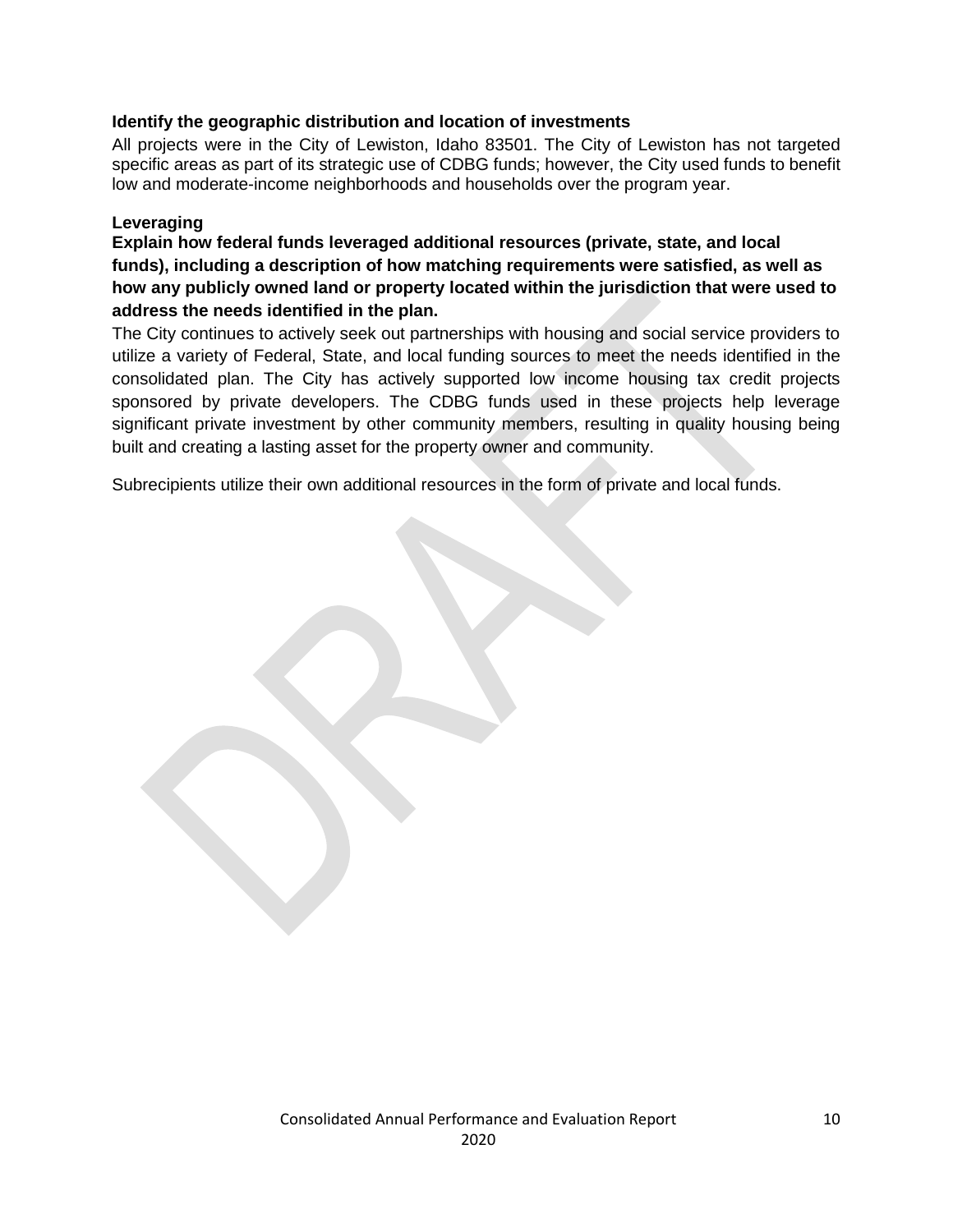**Identify the geographic distribution and location of investments**

All projects were in the City of Lewiston, Idaho 83501. The City of Lewiston has not targeted specific areas as part of its strategic use of CDBG funds; however, the City used funds to benefit low and moderate-income neighborhoods and households over the program year.

**Leveraging**

**Explain how federal funds leveraged additional resources (private, state, and local funds), including a description of how matching requirements were satisfied, as well as how any publicly owned land or property located within the jurisdiction that were used to address the needs identified in the plan.**

The City continues to actively seek out partnerships with housing and social service providers to utilize a variety of Federal, State, and local funding sources to meet the needs identified in the consolidated plan. The City has actively supported low income housing tax credit projects sponsored by private developers. The CDBG funds used in these projects help leverage significant private investment by other community members, resulting in quality housing being built and creating a lasting asset for the property owner and community.

Subrecipients utilize their own additional resources in the form of private and local funds.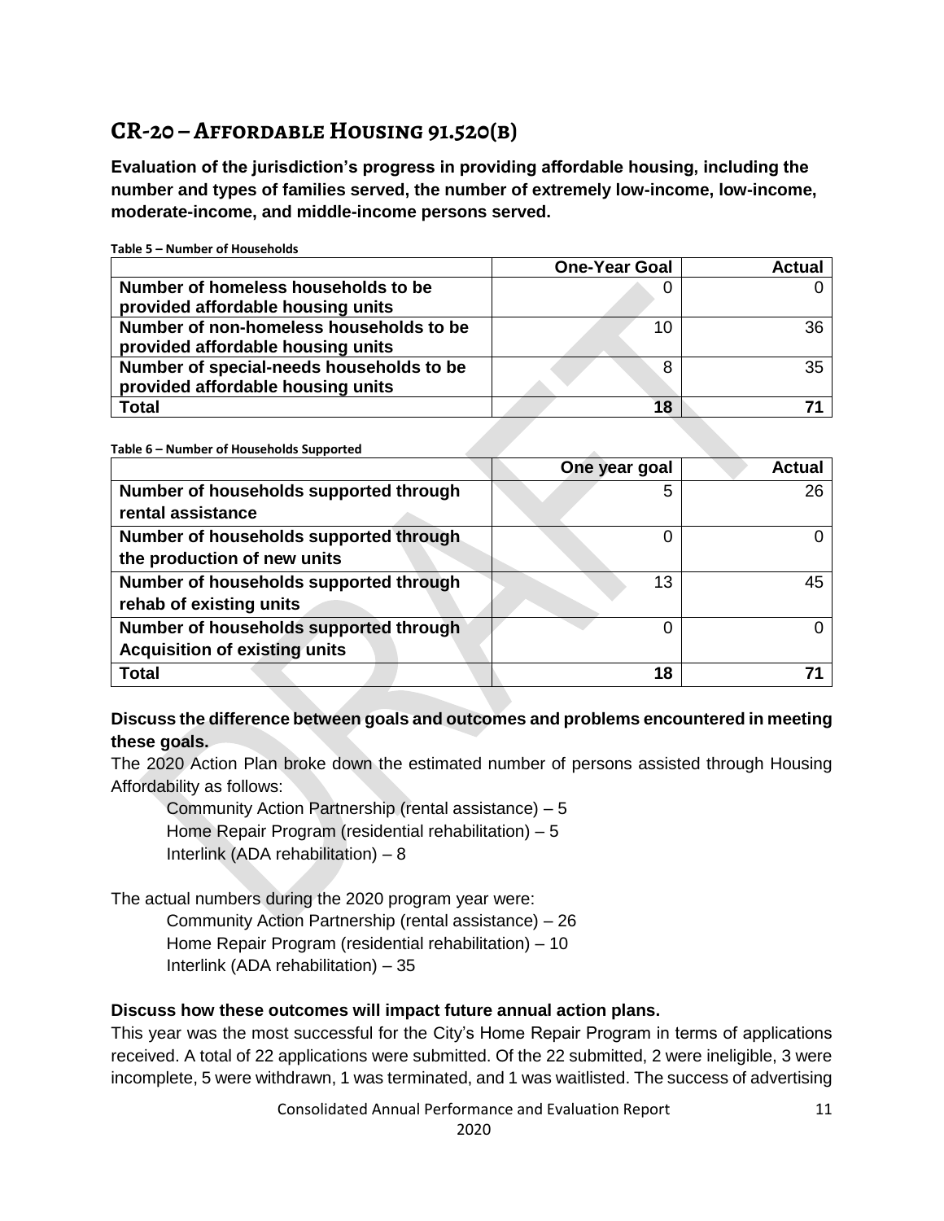# CR-20 – Affordable Housing 91.520(b)

**Evaluation of the jurisdiction's progress in providing affordable housing, including the number and types of families served, the number of extremely low-income, low-income, moderate-income, and middle-income persons served.**

**Table 5 – Number of Households**

| | One-Year Goal | Actual |
|---|---|---|
| **Number of homeless households to be provided affordable housing units** | 0 | 0 |
| **Number of non-homeless households to be provided affordable housing units** | 10 | 36 |
| **Number of special-needs households to be provided affordable housing units** | 8 | 35 |
| **Total** | **18** | **71** |

**Table 6 – Number of Households Supported**

| | One year goal | Actual |
|---|---|---|
| **Number of households supported through rental assistance** | 5 | 26 |
| **Number of households supported through the production of new units** | 0 | 0 |
| **Number of households supported through rehab of existing units** | 13 | 45 |
| **Number of households supported through Acquisition of existing units** | 0 | 0 |
| **Total** | **18** | **71** |

**Discuss the difference between goals and outcomes and problems encountered in meeting these goals.**

The 2020 Action Plan broke down the estimated number of persons assisted through Housing Affordability as follows:

- Community Action Partnership (rental assistance) – 5
- Home Repair Program (residential rehabilitation) – 5
- Interlink (ADA rehabilitation) – 8

The actual numbers during the 2020 program year were:

- Community Action Partnership (rental assistance) – 26
- Home Repair Program (residential rehabilitation) – 10
- Interlink (ADA rehabilitation) – 35

**Discuss how these outcomes will impact future annual action plans.**

This year was the most successful for the City's Home Repair Program in terms of applications received. A total of 22 applications were submitted. Of the 22 submitted, 2 were ineligible, 3 were incomplete, 5 were withdrawn, 1 was terminated, and 1 was waitlisted. The success of advertising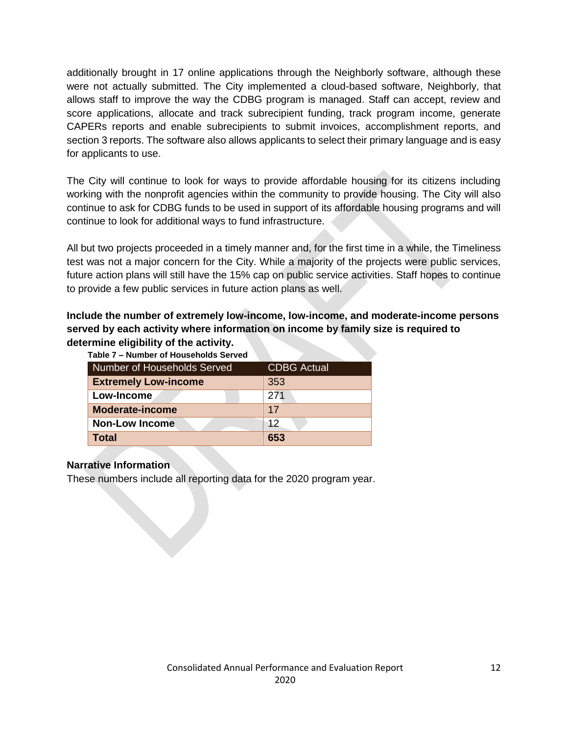additionally brought in 17 online applications through the Neighborly software, although these were not actually submitted. The City implemented a cloud-based software, Neighborly, that allows staff to improve the way the CDBG program is managed. Staff can accept, review and score applications, allocate and track subrecipient funding, track program income, generate CAPERs reports and enable subrecipients to submit invoices, accomplishment reports, and section 3 reports. The software also allows applicants to select their primary language and is easy for applicants to use.

The City will continue to look for ways to provide affordable housing for its citizens including working with the nonprofit agencies within the community to provide housing. The City will also continue to ask for CDBG funds to be used in support of its affordable housing programs and will continue to look for additional ways to fund infrastructure.

All but two projects proceeded in a timely manner and, for the first time in a while, the Timeliness test was not a major concern for the City. While a majority of the projects were public services, future action plans will still have the 15% cap on public service activities. Staff hopes to continue to provide a few public services in future action plans as well.

**Include the number of extremely low-income, low-income, and moderate-income persons served by each activity where information on income by family size is required to determine eligibility of the activity.**

**Table 7 – Number of Households Served**

| Number of Households Served | CDBG Actual |
|---|---|
| **Extremely Low-income** | 353 |
| **Low-Income** | 271 |
| **Moderate-income** | 17 |
| **Non-Low Income** | 12 |
| **Total** | **653** |

**Narrative Information**

These numbers include all reporting data for the 2020 program year.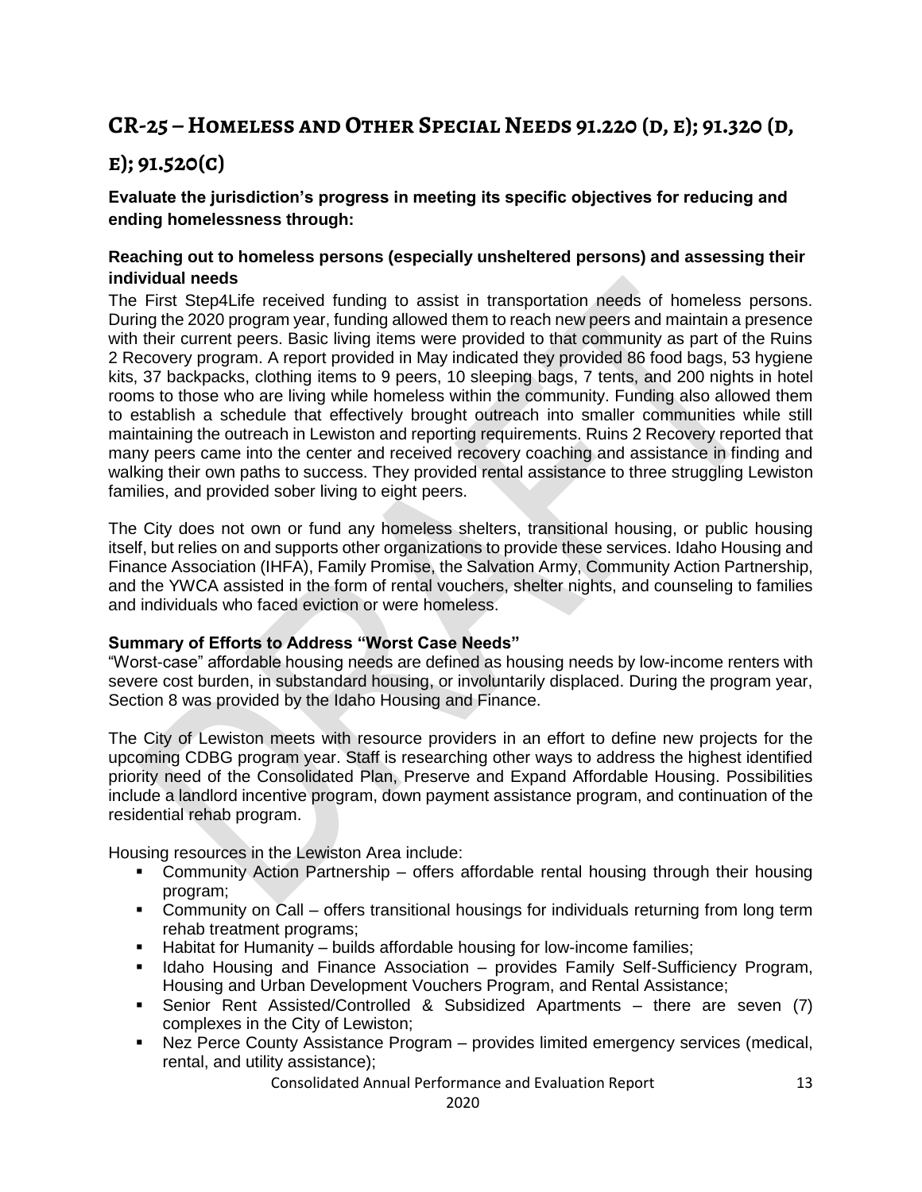## CR-25 – Homeless and Other Special Needs 91.220 (d, e); 91.320 (d, e); 91.520(c)

**Evaluate the jurisdiction's progress in meeting its specific objectives for reducing and ending homelessness through:**

**Reaching out to homeless persons (especially unsheltered persons) and assessing their individual needs**

The First Step4Life received funding to assist in transportation needs of homeless persons. During the 2020 program year, funding allowed them to reach new peers and maintain a presence with their current peers. Basic living items were provided to that community as part of the Ruins 2 Recovery program. A report provided in May indicated they provided 86 food bags, 53 hygiene kits, 37 backpacks, clothing items to 9 peers, 10 sleeping bags, 7 tents, and 200 nights in hotel rooms to those who are living while homeless within the community. Funding also allowed them to establish a schedule that effectively brought outreach into smaller communities while still maintaining the outreach in Lewiston and reporting requirements. Ruins 2 Recovery reported that many peers came into the center and received recovery coaching and assistance in finding and walking their own paths to success. They provided rental assistance to three struggling Lewiston families, and provided sober living to eight peers.

The City does not own or fund any homeless shelters, transitional housing, or public housing itself, but relies on and supports other organizations to provide these services. Idaho Housing and Finance Association (IHFA), Family Promise, the Salvation Army, Community Action Partnership, and the YWCA assisted in the form of rental vouchers, shelter nights, and counseling to families and individuals who faced eviction or were homeless.

**Summary of Efforts to Address "Worst Case Needs"**

"Worst-case" affordable housing needs are defined as housing needs by low-income renters with severe cost burden, in substandard housing, or involuntarily displaced. During the program year, Section 8 was provided by the Idaho Housing and Finance.

The City of Lewiston meets with resource providers in an effort to define new projects for the upcoming CDBG program year. Staff is researching other ways to address the highest identified priority need of the Consolidated Plan, Preserve and Expand Affordable Housing. Possibilities include a landlord incentive program, down payment assistance program, and continuation of the residential rehab program.

Housing resources in the Lewiston Area include:

- Community Action Partnership – offers affordable rental housing through their housing program;
- Community on Call – offers transitional housings for individuals returning from long term rehab treatment programs;
- Habitat for Humanity – builds affordable housing for low-income families;
- Idaho Housing and Finance Association – provides Family Self-Sufficiency Program, Housing and Urban Development Vouchers Program, and Rental Assistance;
- Senior Rent Assisted/Controlled & Subsidized Apartments – there are seven (7) complexes in the City of Lewiston;
- Nez Perce County Assistance Program – provides limited emergency services (medical, rental, and utility assistance);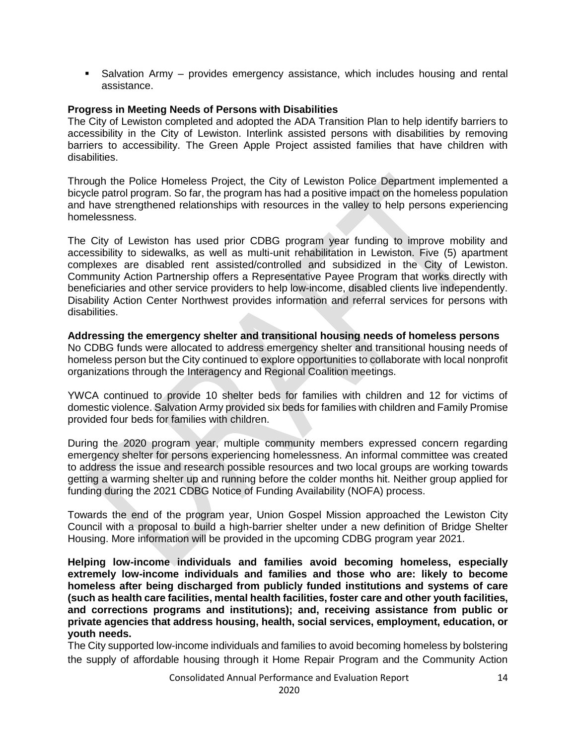- Salvation Army – provides emergency assistance, which includes housing and rental assistance.

**Progress in Meeting Needs of Persons with Disabilities**

The City of Lewiston completed and adopted the ADA Transition Plan to help identify barriers to accessibility in the City of Lewiston. Interlink assisted persons with disabilities by removing barriers to accessibility. The Green Apple Project assisted families that have children with disabilities.

Through the Police Homeless Project, the City of Lewiston Police Department implemented a bicycle patrol program. So far, the program has had a positive impact on the homeless population and have strengthened relationships with resources in the valley to help persons experiencing homelessness.

The City of Lewiston has used prior CDBG program year funding to improve mobility and accessibility to sidewalks, as well as multi-unit rehabilitation in Lewiston. Five (5) apartment complexes are disabled rent assisted/controlled and subsidized in the City of Lewiston. Community Action Partnership offers a Representative Payee Program that works directly with beneficiaries and other service providers to help low-income, disabled clients live independently. Disability Action Center Northwest provides information and referral services for persons with disabilities.

**Addressing the emergency shelter and transitional housing needs of homeless persons**

No CDBG funds were allocated to address emergency shelter and transitional housing needs of homeless person but the City continued to explore opportunities to collaborate with local nonprofit organizations through the Interagency and Regional Coalition meetings.

YWCA continued to provide 10 shelter beds for families with children and 12 for victims of domestic violence. Salvation Army provided six beds for families with children and Family Promise provided four beds for families with children.

During the 2020 program year, multiple community members expressed concern regarding emergency shelter for persons experiencing homelessness. An informal committee was created to address the issue and research possible resources and two local groups are working towards getting a warming shelter up and running before the colder months hit. Neither group applied for funding during the 2021 CDBG Notice of Funding Availability (NOFA) process.

Towards the end of the program year, Union Gospel Mission approached the Lewiston City Council with a proposal to build a high-barrier shelter under a new definition of Bridge Shelter Housing. More information will be provided in the upcoming CDBG program year 2021.

**Helping low-income individuals and families avoid becoming homeless, especially extremely low-income individuals and families and those who are: likely to become homeless after being discharged from publicly funded institutions and systems of care (such as health care facilities, mental health facilities, foster care and other youth facilities, and corrections programs and institutions); and, receiving assistance from public or private agencies that address housing, health, social services, employment, education, or youth needs.**

The City supported low-income individuals and families to avoid becoming homeless by bolstering the supply of affordable housing through it Home Repair Program and the Community Action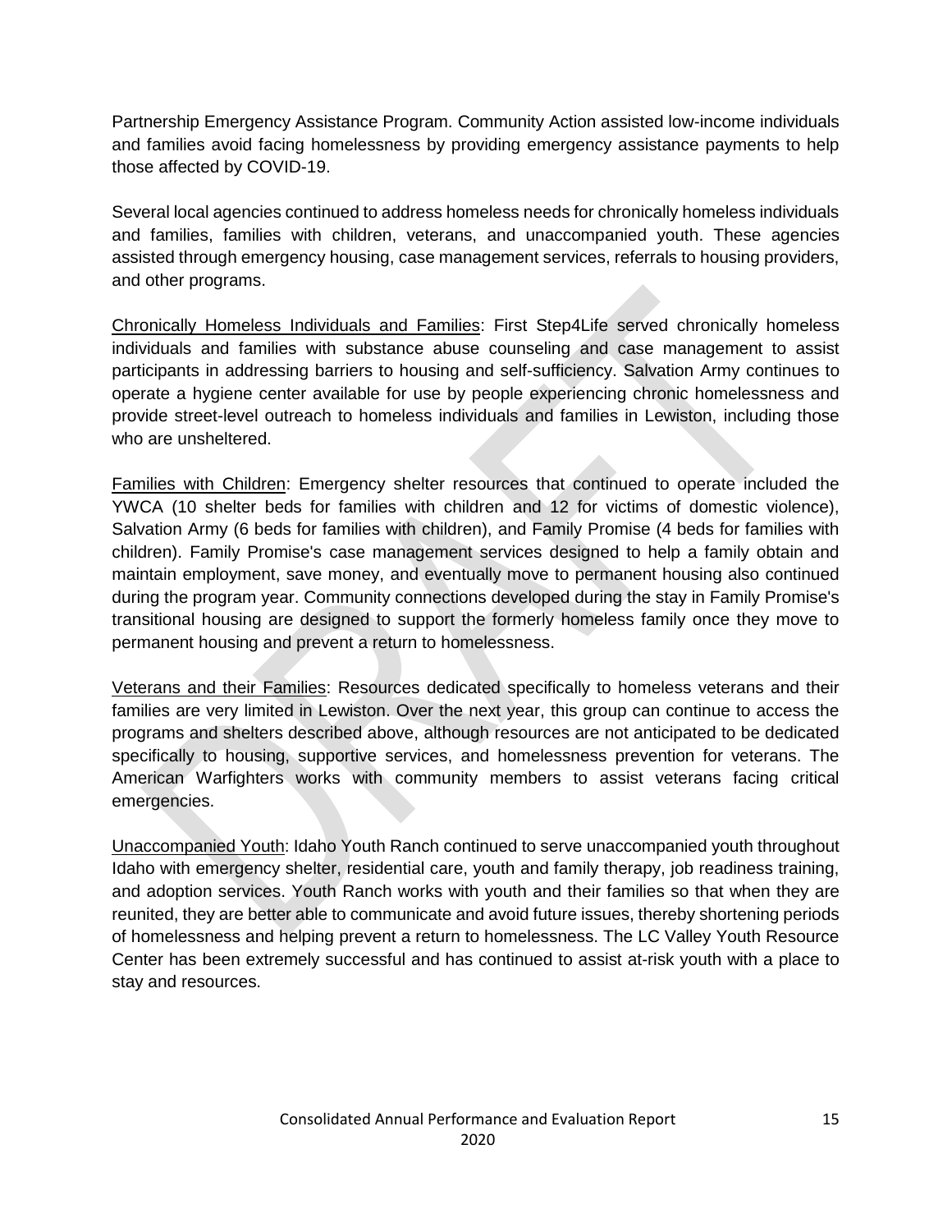Partnership Emergency Assistance Program. Community Action assisted low-income individuals and families avoid facing homelessness by providing emergency assistance payments to help those affected by COVID-19.

Several local agencies continued to address homeless needs for chronically homeless individuals and families, families with children, veterans, and unaccompanied youth. These agencies assisted through emergency housing, case management services, referrals to housing providers, and other programs.

<u>Chronically Homeless Individuals and Families</u>: First Step4Life served chronically homeless individuals and families with substance abuse counseling and case management to assist participants in addressing barriers to housing and self-sufficiency. Salvation Army continues to operate a hygiene center available for use by people experiencing chronic homelessness and provide street-level outreach to homeless individuals and families in Lewiston, including those who are unsheltered.

<u>Families with Children</u>: Emergency shelter resources that continued to operate included the YWCA (10 shelter beds for families with children and 12 for victims of domestic violence), Salvation Army (6 beds for families with children), and Family Promise (4 beds for families with children). Family Promise's case management services designed to help a family obtain and maintain employment, save money, and eventually move to permanent housing also continued during the program year. Community connections developed during the stay in Family Promise's transitional housing are designed to support the formerly homeless family once they move to permanent housing and prevent a return to homelessness.

<u>Veterans and their Families</u>: Resources dedicated specifically to homeless veterans and their families are very limited in Lewiston. Over the next year, this group can continue to access the programs and shelters described above, although resources are not anticipated to be dedicated specifically to housing, supportive services, and homelessness prevention for veterans. The American Warfighters works with community members to assist veterans facing critical emergencies.

<u>Unaccompanied Youth</u>: Idaho Youth Ranch continued to serve unaccompanied youth throughout Idaho with emergency shelter, residential care, youth and family therapy, job readiness training, and adoption services. Youth Ranch works with youth and their families so that when they are reunited, they are better able to communicate and avoid future issues, thereby shortening periods of homelessness and helping prevent a return to homelessness. The LC Valley Youth Resource Center has been extremely successful and has continued to assist at-risk youth with a place to stay and resources.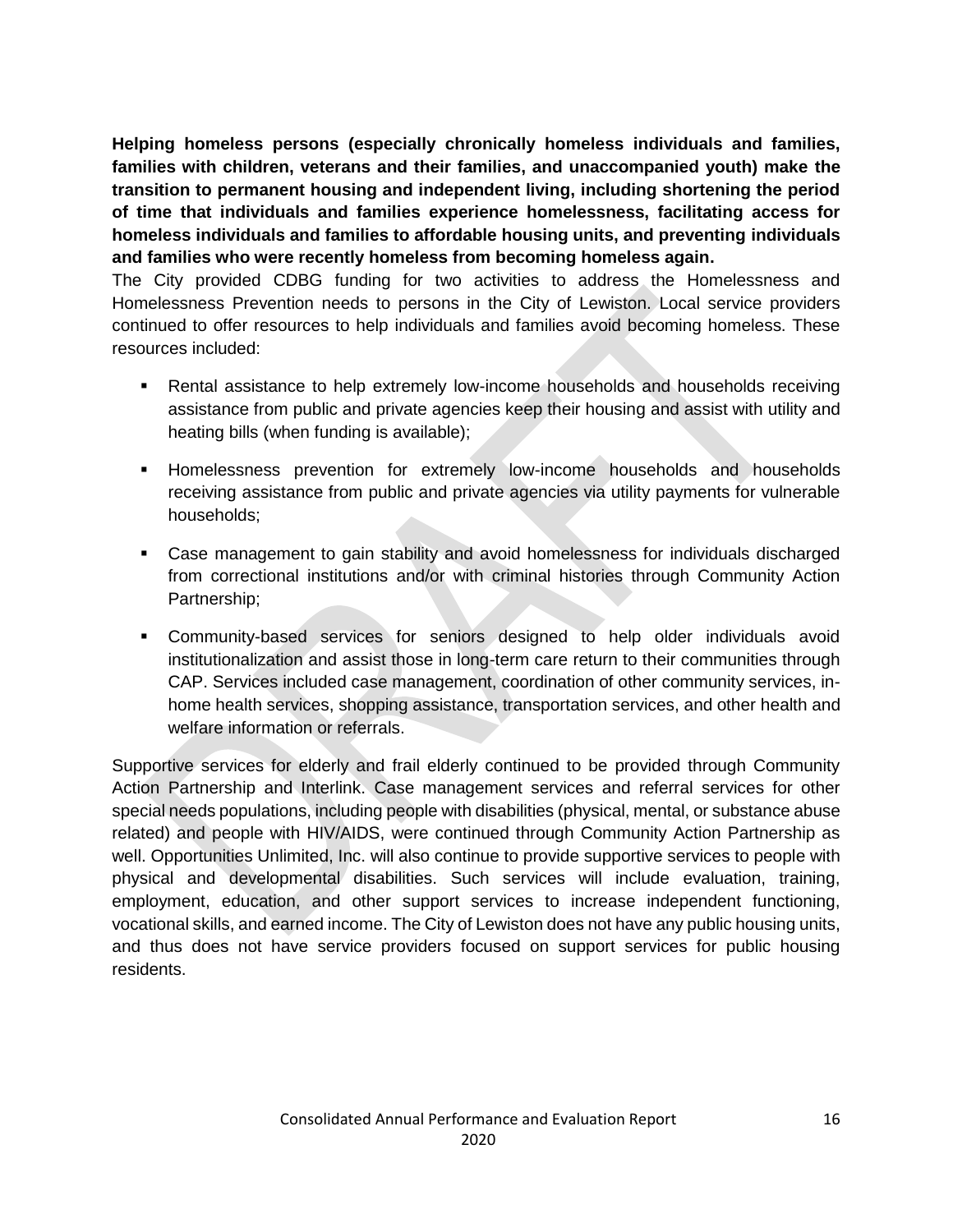**Helping homeless persons (especially chronically homeless individuals and families, families with children, veterans and their families, and unaccompanied youth) make the transition to permanent housing and independent living, including shortening the period of time that individuals and families experience homelessness, facilitating access for homeless individuals and families to affordable housing units, and preventing individuals and families who were recently homeless from becoming homeless again.**

The City provided CDBG funding for two activities to address the Homelessness and Homelessness Prevention needs to persons in the City of Lewiston. Local service providers continued to offer resources to help individuals and families avoid becoming homeless. These resources included:

- Rental assistance to help extremely low-income households and households receiving assistance from public and private agencies keep their housing and assist with utility and heating bills (when funding is available);
- Homelessness prevention for extremely low-income households and households receiving assistance from public and private agencies via utility payments for vulnerable households;
- Case management to gain stability and avoid homelessness for individuals discharged from correctional institutions and/or with criminal histories through Community Action Partnership;
- Community-based services for seniors designed to help older individuals avoid institutionalization and assist those in long-term care return to their communities through CAP. Services included case management, coordination of other community services, in-home health services, shopping assistance, transportation services, and other health and welfare information or referrals.

Supportive services for elderly and frail elderly continued to be provided through Community Action Partnership and Interlink. Case management services and referral services for other special needs populations, including people with disabilities (physical, mental, or substance abuse related) and people with HIV/AIDS, were continued through Community Action Partnership as well. Opportunities Unlimited, Inc. will also continue to provide supportive services to people with physical and developmental disabilities. Such services will include evaluation, training, employment, education, and other support services to increase independent functioning, vocational skills, and earned income. The City of Lewiston does not have any public housing units, and thus does not have service providers focused on support services for public housing residents.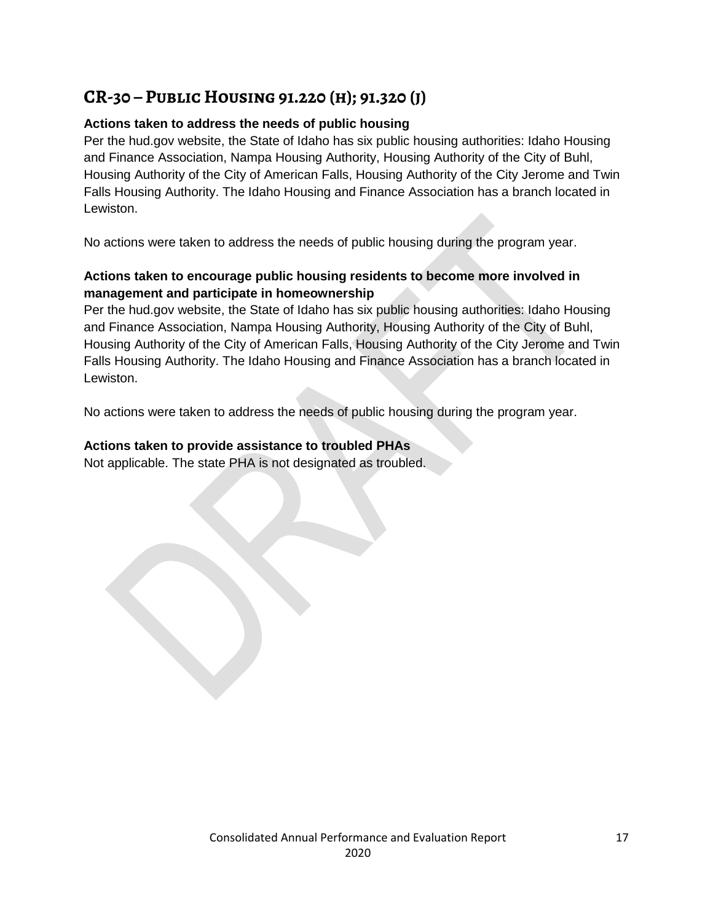## CR-30 – Public Housing 91.220 (h); 91.320 (j)

**Actions taken to address the needs of public housing**

Per the hud.gov website, the State of Idaho has six public housing authorities: Idaho Housing and Finance Association, Nampa Housing Authority, Housing Authority of the City of Buhl, Housing Authority of the City of American Falls, Housing Authority of the City Jerome and Twin Falls Housing Authority. The Idaho Housing and Finance Association has a branch located in Lewiston.

No actions were taken to address the needs of public housing during the program year.

**Actions taken to encourage public housing residents to become more involved in management and participate in homeownership**

Per the hud.gov website, the State of Idaho has six public housing authorities: Idaho Housing and Finance Association, Nampa Housing Authority, Housing Authority of the City of Buhl, Housing Authority of the City of American Falls, Housing Authority of the City Jerome and Twin Falls Housing Authority. The Idaho Housing and Finance Association has a branch located in Lewiston.

No actions were taken to address the needs of public housing during the program year.

**Actions taken to provide assistance to troubled PHAs**

Not applicable. The state PHA is not designated as troubled.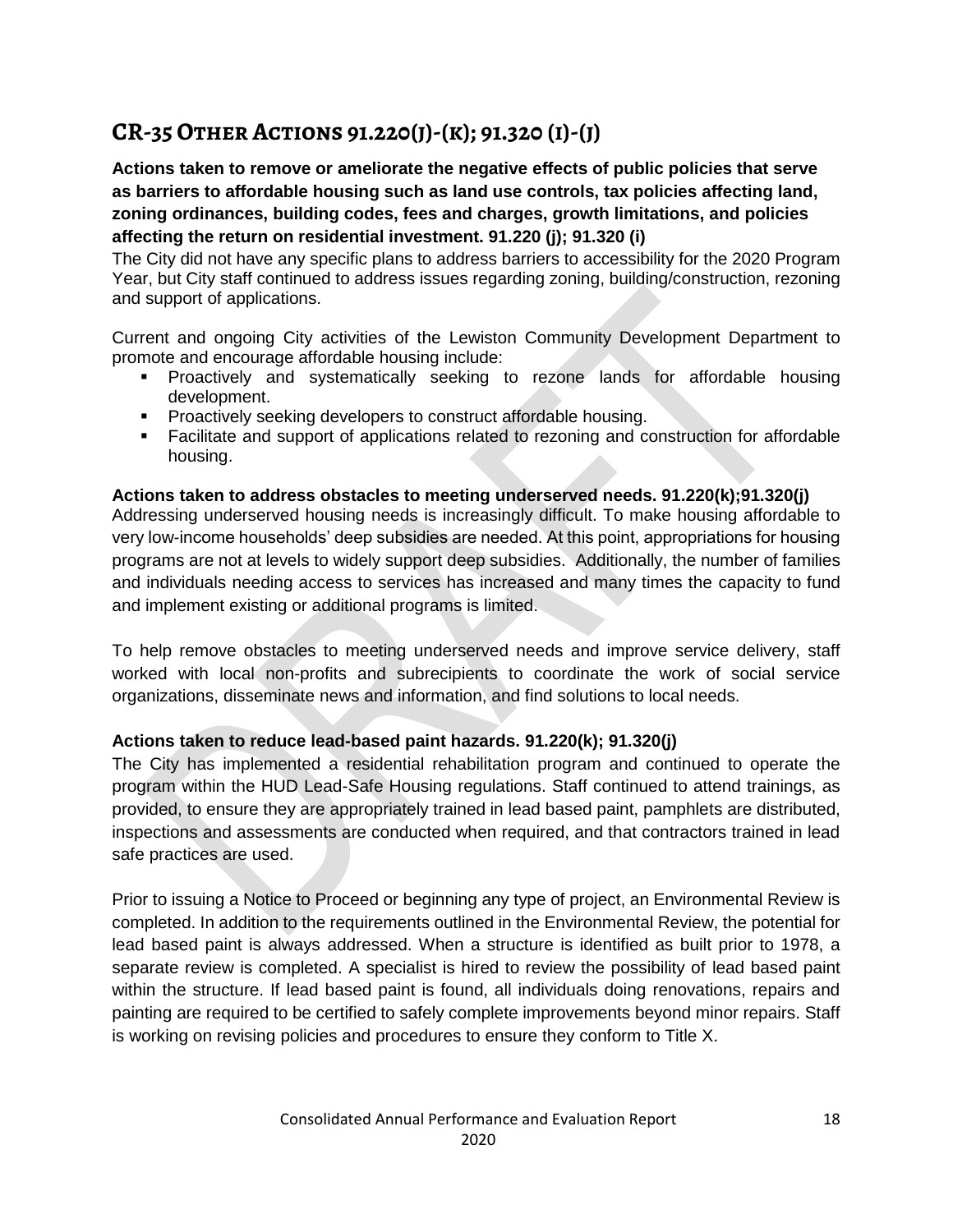## CR-35 Other Actions 91.220(j)-(k); 91.320 (i)-(j)

**Actions taken to remove or ameliorate the negative effects of public policies that serve as barriers to affordable housing such as land use controls, tax policies affecting land, zoning ordinances, building codes, fees and charges, growth limitations, and policies affecting the return on residential investment. 91.220 (j); 91.320 (i)**

The City did not have any specific plans to address barriers to accessibility for the 2020 Program Year, but City staff continued to address issues regarding zoning, building/construction, rezoning and support of applications.

Current and ongoing City activities of the Lewiston Community Development Department to promote and encourage affordable housing include:

- Proactively and systematically seeking to rezone lands for affordable housing development.
- Proactively seeking developers to construct affordable housing.
- Facilitate and support of applications related to rezoning and construction for affordable housing.

**Actions taken to address obstacles to meeting underserved needs. 91.220(k);91.320(j)**

Addressing underserved housing needs is increasingly difficult. To make housing affordable to very low-income households' deep subsidies are needed. At this point, appropriations for housing programs are not at levels to widely support deep subsidies. Additionally, the number of families and individuals needing access to services has increased and many times the capacity to fund and implement existing or additional programs is limited.

To help remove obstacles to meeting underserved needs and improve service delivery, staff worked with local non-profits and subrecipients to coordinate the work of social service organizations, disseminate news and information, and find solutions to local needs.

**Actions taken to reduce lead-based paint hazards. 91.220(k); 91.320(j)**

The City has implemented a residential rehabilitation program and continued to operate the program within the HUD Lead-Safe Housing regulations. Staff continued to attend trainings, as provided, to ensure they are appropriately trained in lead based paint, pamphlets are distributed, inspections and assessments are conducted when required, and that contractors trained in lead safe practices are used.

Prior to issuing a Notice to Proceed or beginning any type of project, an Environmental Review is completed. In addition to the requirements outlined in the Environmental Review, the potential for lead based paint is always addressed. When a structure is identified as built prior to 1978, a separate review is completed. A specialist is hired to review the possibility of lead based paint within the structure. If lead based paint is found, all individuals doing renovations, repairs and painting are required to be certified to safely complete improvements beyond minor repairs. Staff is working on revising policies and procedures to ensure they conform to Title X.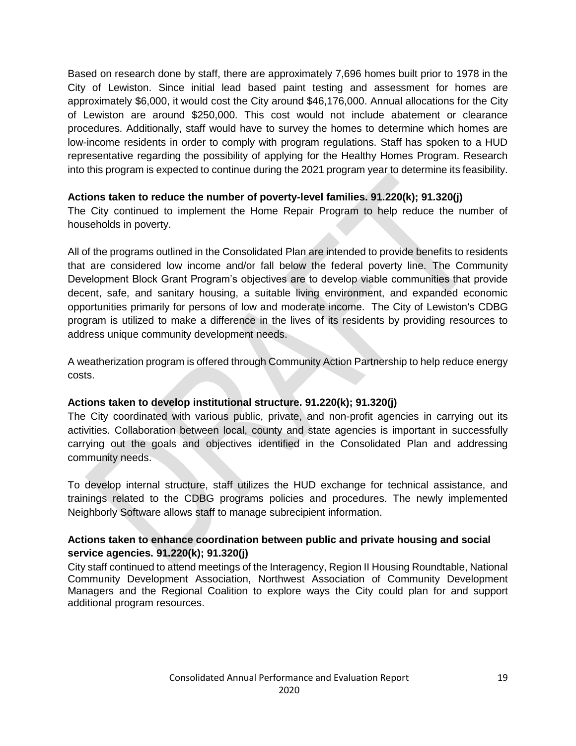Based on research done by staff, there are approximately 7,696 homes built prior to 1978 in the City of Lewiston. Since initial lead based paint testing and assessment for homes are approximately $6,000, it would cost the City around $46,176,000. Annual allocations for the City of Lewiston are around $250,000. This cost would not include abatement or clearance procedures. Additionally, staff would have to survey the homes to determine which homes are low-income residents in order to comply with program regulations. Staff has spoken to a HUD representative regarding the possibility of applying for the Healthy Homes Program. Research into this program is expected to continue during the 2021 program year to determine its feasibility.

**Actions taken to reduce the number of poverty-level families. 91.220(k); 91.320(j)**

The City continued to implement the Home Repair Program to help reduce the number of households in poverty.

All of the programs outlined in the Consolidated Plan are intended to provide benefits to residents that are considered low income and/or fall below the federal poverty line. The Community Development Block Grant Program's objectives are to develop viable communities that provide decent, safe, and sanitary housing, a suitable living environment, and expanded economic opportunities primarily for persons of low and moderate income. The City of Lewiston's CDBG program is utilized to make a difference in the lives of its residents by providing resources to address unique community development needs.

A weatherization program is offered through Community Action Partnership to help reduce energy costs.

**Actions taken to develop institutional structure. 91.220(k); 91.320(j)**

The City coordinated with various public, private, and non-profit agencies in carrying out its activities. Collaboration between local, county and state agencies is important in successfully carrying out the goals and objectives identified in the Consolidated Plan and addressing community needs.

To develop internal structure, staff utilizes the HUD exchange for technical assistance, and trainings related to the CDBG programs policies and procedures. The newly implemented Neighborly Software allows staff to manage subrecipient information.

**Actions taken to enhance coordination between public and private housing and social service agencies. 91.220(k); 91.320(j)**

City staff continued to attend meetings of the Interagency, Region II Housing Roundtable, National Community Development Association, Northwest Association of Community Development Managers and the Regional Coalition to explore ways the City could plan for and support additional program resources.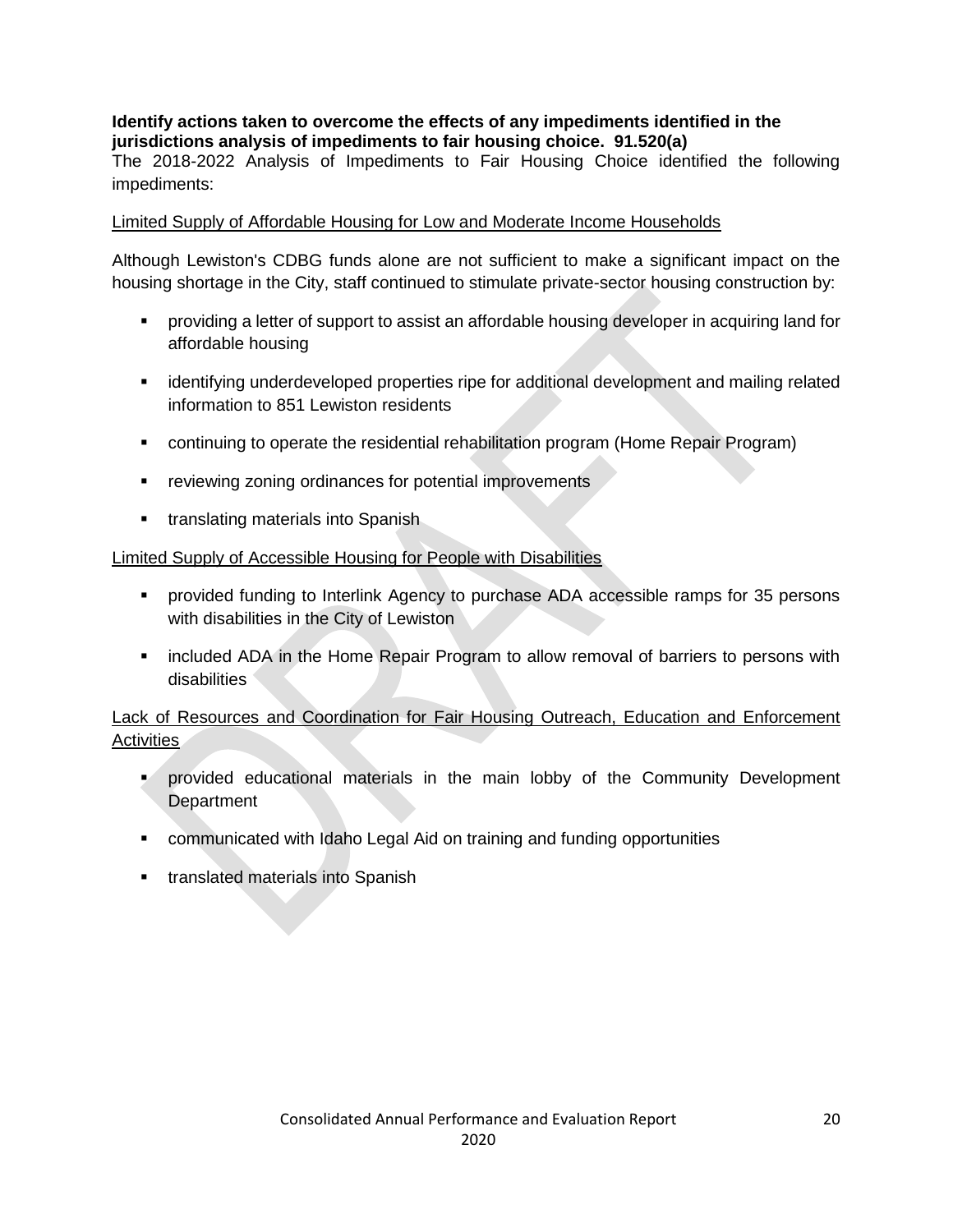**Identify actions taken to overcome the effects of any impediments identified in the jurisdictions analysis of impediments to fair housing choice. 91.520(a)**

The 2018-2022 Analysis of Impediments to Fair Housing Choice identified the following impediments:

<u>Limited Supply of Affordable Housing for Low and Moderate Income Households</u>

Although Lewiston's CDBG funds alone are not sufficient to make a significant impact on the housing shortage in the City, staff continued to stimulate private-sector housing construction by:

- providing a letter of support to assist an affordable housing developer in acquiring land for affordable housing
- identifying underdeveloped properties ripe for additional development and mailing related information to 851 Lewiston residents
- continuing to operate the residential rehabilitation program (Home Repair Program)
- reviewing zoning ordinances for potential improvements
- translating materials into Spanish

<u>Limited Supply of Accessible Housing for People with Disabilities</u>

- provided funding to Interlink Agency to purchase ADA accessible ramps for 35 persons with disabilities in the City of Lewiston
- included ADA in the Home Repair Program to allow removal of barriers to persons with disabilities

<u>Lack of Resources and Coordination for Fair Housing Outreach, Education and Enforcement Activities</u>

- provided educational materials in the main lobby of the Community Development Department
- communicated with Idaho Legal Aid on training and funding opportunities
- translated materials into Spanish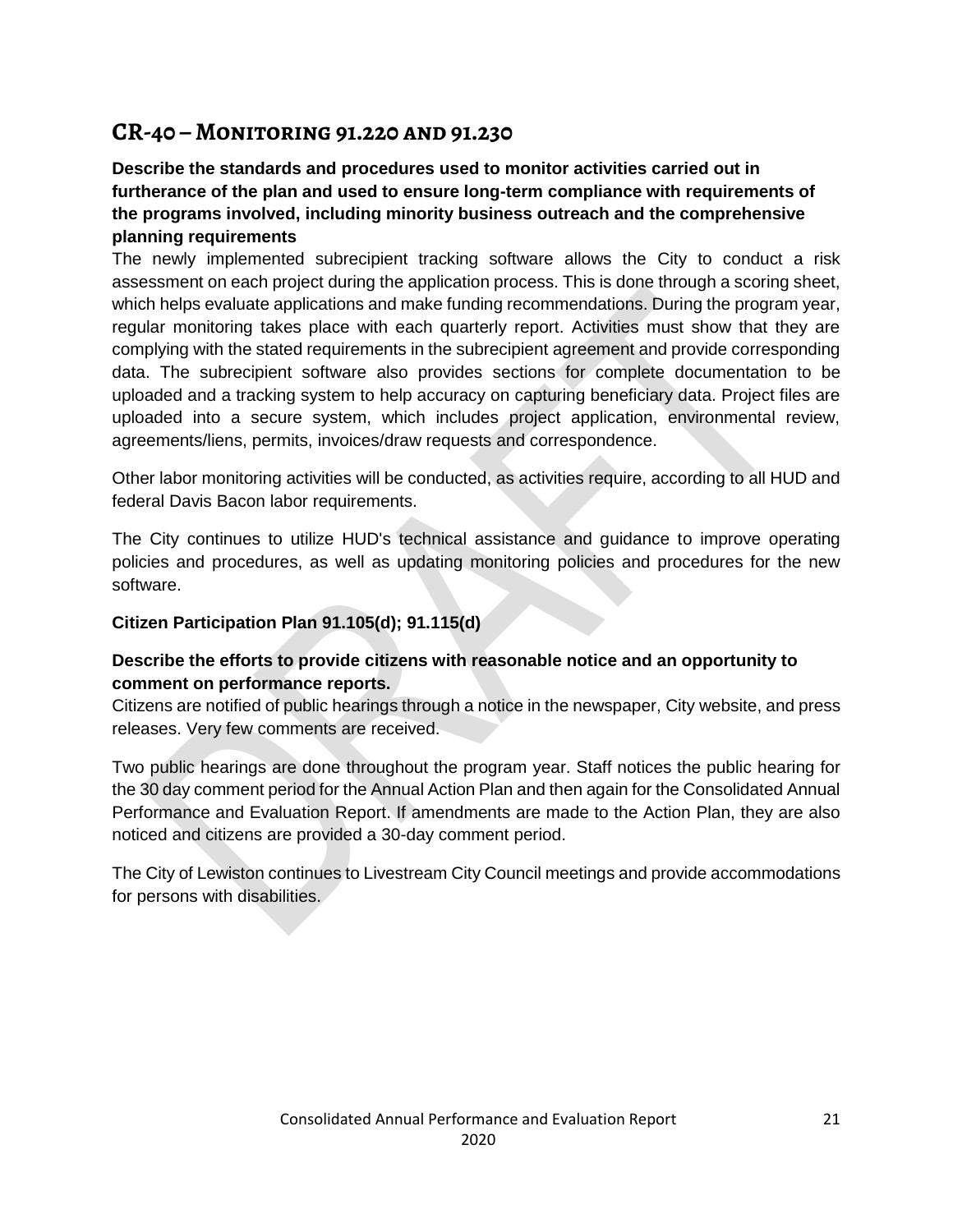## CR-40 – Monitoring 91.220 and 91.230

**Describe the standards and procedures used to monitor activities carried out in furtherance of the plan and used to ensure long-term compliance with requirements of the programs involved, including minority business outreach and the comprehensive planning requirements**

The newly implemented subrecipient tracking software allows the City to conduct a risk assessment on each project during the application process. This is done through a scoring sheet, which helps evaluate applications and make funding recommendations. During the program year, regular monitoring takes place with each quarterly report. Activities must show that they are complying with the stated requirements in the subrecipient agreement and provide corresponding data. The subrecipient software also provides sections for complete documentation to be uploaded and a tracking system to help accuracy on capturing beneficiary data. Project files are uploaded into a secure system, which includes project application, environmental review, agreements/liens, permits, invoices/draw requests and correspondence.

Other labor monitoring activities will be conducted, as activities require, according to all HUD and federal Davis Bacon labor requirements.

The City continues to utilize HUD's technical assistance and guidance to improve operating policies and procedures, as well as updating monitoring policies and procedures for the new software.

**Citizen Participation Plan 91.105(d); 91.115(d)**

**Describe the efforts to provide citizens with reasonable notice and an opportunity to comment on performance reports.**

Citizens are notified of public hearings through a notice in the newspaper, City website, and press releases. Very few comments are received.

Two public hearings are done throughout the program year. Staff notices the public hearing for the 30 day comment period for the Annual Action Plan and then again for the Consolidated Annual Performance and Evaluation Report. If amendments are made to the Action Plan, they are also noticed and citizens are provided a 30-day comment period.

The City of Lewiston continues to Livestream City Council meetings and provide accommodations for persons with disabilities.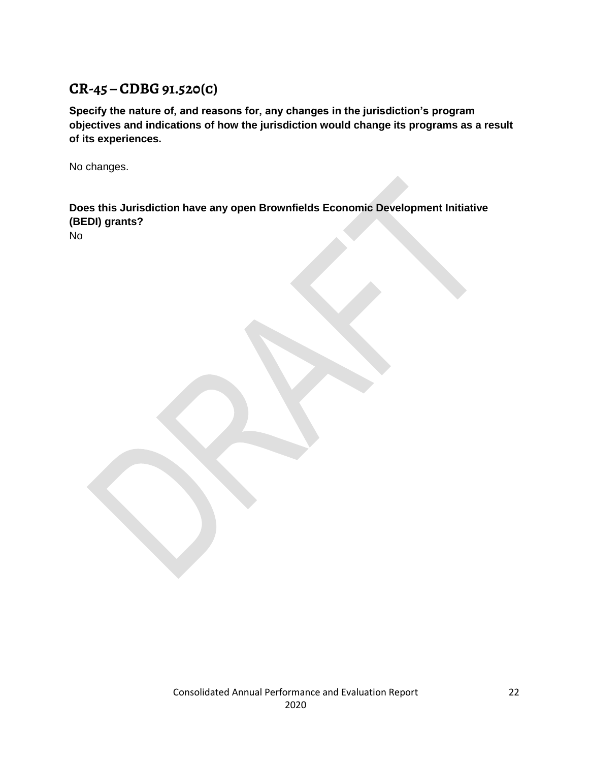## CR-45 – CDBG 91.520(c)

**Specify the nature of, and reasons for, any changes in the jurisdiction's program objectives and indications of how the jurisdiction would change its programs as a result of its experiences.**

No changes.

**Does this Jurisdiction have any open Brownfields Economic Development Initiative (BEDI) grants?**

No